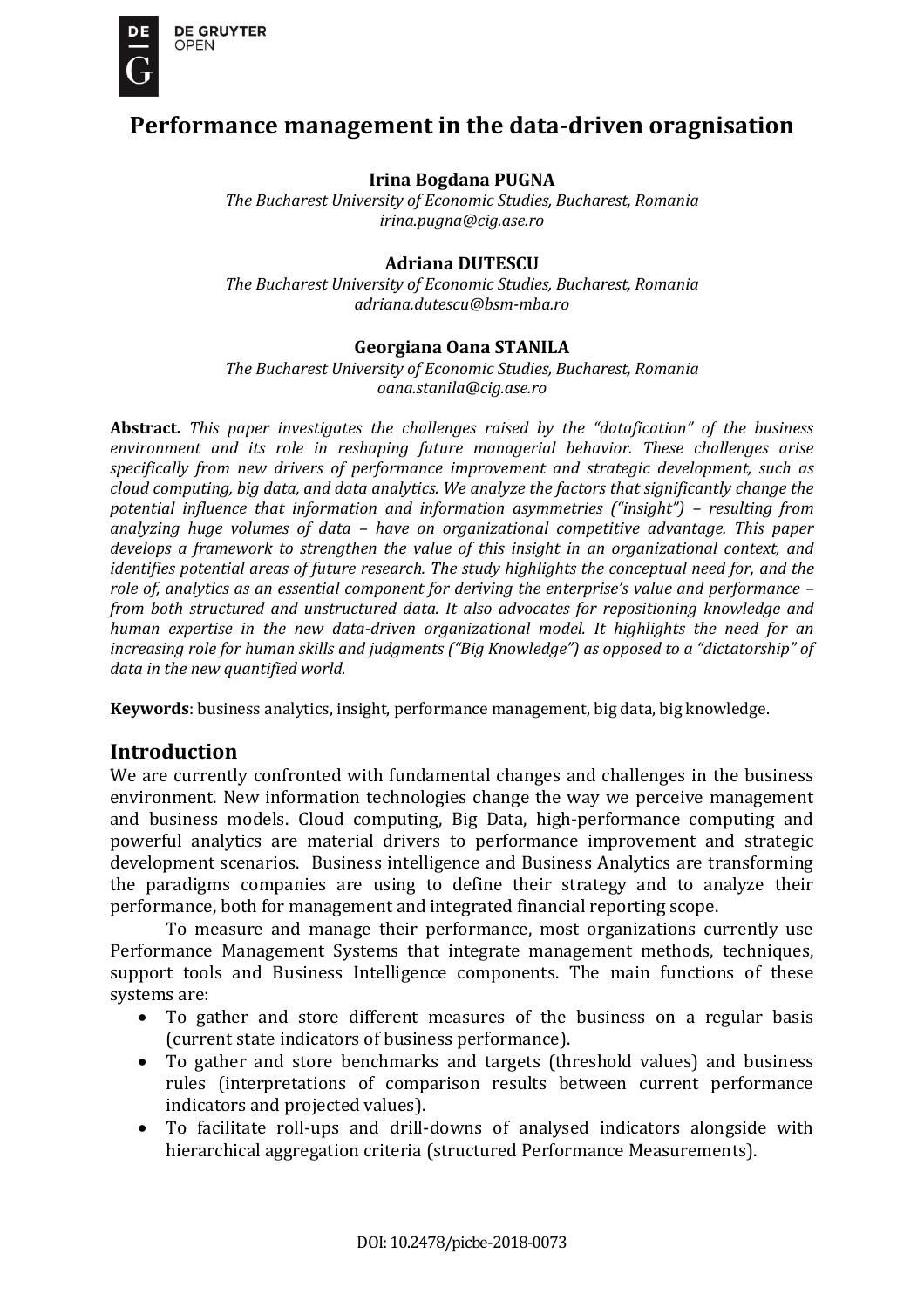# Performance management in the data-driven oragnisation

**Irina Bogdana PUGNA**
*The Bucharest University of Economic Studies, Bucharest, Romania*
*irina.pugna@cig.ase.ro*

**Adriana DUTESCU**
*The Bucharest University of Economic Studies, Bucharest, Romania*
*adriana.dutescu@bsm-mba.ro*

**Georgiana Oana STANILA**
*The Bucharest University of Economic Studies, Bucharest, Romania*
*oana.stanila@cig.ase.ro*

**Abstract.** *This paper investigates the challenges raised by the "datafication" of the business environment and its role in reshaping future managerial behavior. These challenges arise specifically from new drivers of performance improvement and strategic development, such as cloud computing, big data, and data analytics. We analyze the factors that significantly change the potential influence that information and information asymmetries ("insight") – resulting from analyzing huge volumes of data – have on organizational competitive advantage. This paper develops a framework to strengthen the value of this insight in an organizational context, and identifies potential areas of future research. The study highlights the conceptual need for, and the role of, analytics as an essential component for deriving the enterprise's value and performance – from both structured and unstructured data. It also advocates for repositioning knowledge and human expertise in the new data-driven organizational model. It highlights the need for an increasing role for human skills and judgments ("Big Knowledge") as opposed to a "dictatorship" of data in the new quantified world.*

**Keywords**: business analytics, insight, performance management, big data, big knowledge.

## Introduction

We are currently confronted with fundamental changes and challenges in the business environment. New information technologies change the way we perceive management and business models. Cloud computing, Big Data, high-performance computing and powerful analytics are material drivers to performance improvement and strategic development scenarios. Business intelligence and Business Analytics are transforming the paradigms companies are using to define their strategy and to analyze their performance, both for management and integrated financial reporting scope.

To measure and manage their performance, most organizations currently use Performance Management Systems that integrate management methods, techniques, support tools and Business Intelligence components. The main functions of these systems are:

- To gather and store different measures of the business on a regular basis (current state indicators of business performance).
- To gather and store benchmarks and targets (threshold values) and business rules (interpretations of comparison results between current performance indicators and projected values).
- To facilitate roll-ups and drill-downs of analysed indicators alongside with hierarchical aggregation criteria (structured Performance Measurements).

DOI: 10.2478/picbe-2018-0073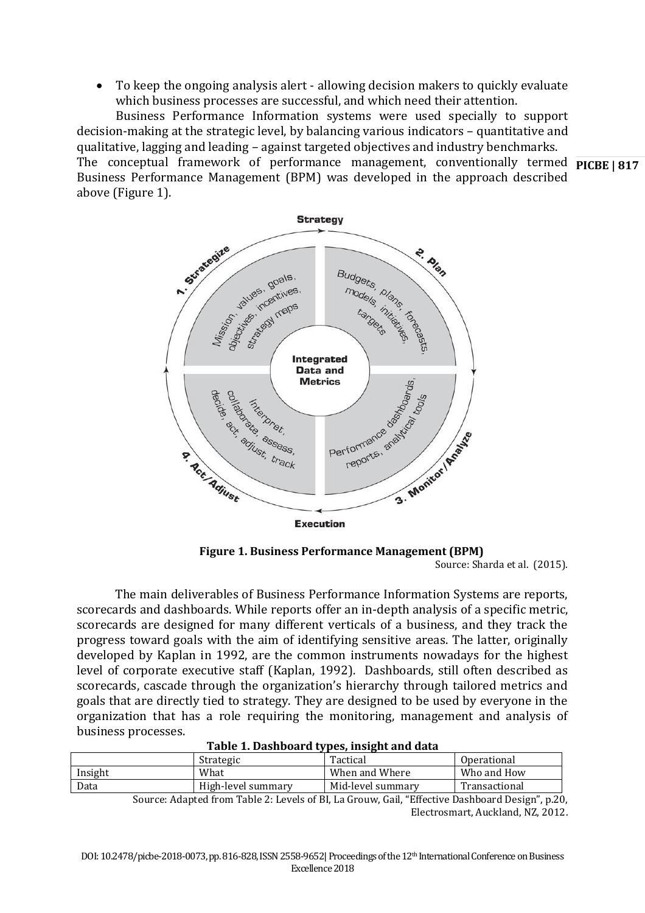- To keep the ongoing analysis alert - allowing decision makers to quickly evaluate which business processes are successful, and which need their attention.

Business Performance Information systems were used specially to support decision-making at the strategic level, by balancing various indicators – quantitative and qualitative, lagging and leading – against targeted objectives and industry benchmarks. The conceptual framework of performance management, conventionally termed Business Performance Management (BPM) was developed in the approach described above (Figure 1).

**Figure 1. Business Performance Management (BPM)**

Source: Sharda et al. (2015).

The main deliverables of Business Performance Information Systems are reports, scorecards and dashboards. While reports offer an in-depth analysis of a specific metric, scorecards are designed for many different verticals of a business, and they track the progress toward goals with the aim of identifying sensitive areas. The latter, originally developed by Kaplan in 1992, are the common instruments nowadays for the highest level of corporate executive staff (Kaplan, 1992). Dashboards, still often described as scorecards, cascade through the organization's hierarchy through tailored metrics and goals that are directly tied to strategy. They are designed to be used by everyone in the organization that has a role requiring the monitoring, management and analysis of business processes.

**Table 1. Dashboard types, insight and data**

| | Strategic | Tactical | Operational |
|---|---|---|---|
| Insight | What | When and Where | Who and How |
| Data | High-level summary | Mid-level summary | Transactional |

Source: Adapted from Table 2: Levels of BI, La Grouw, Gail, "Effective Dashboard Design", p.20, Electrosmart, Auckland, NZ, 2012.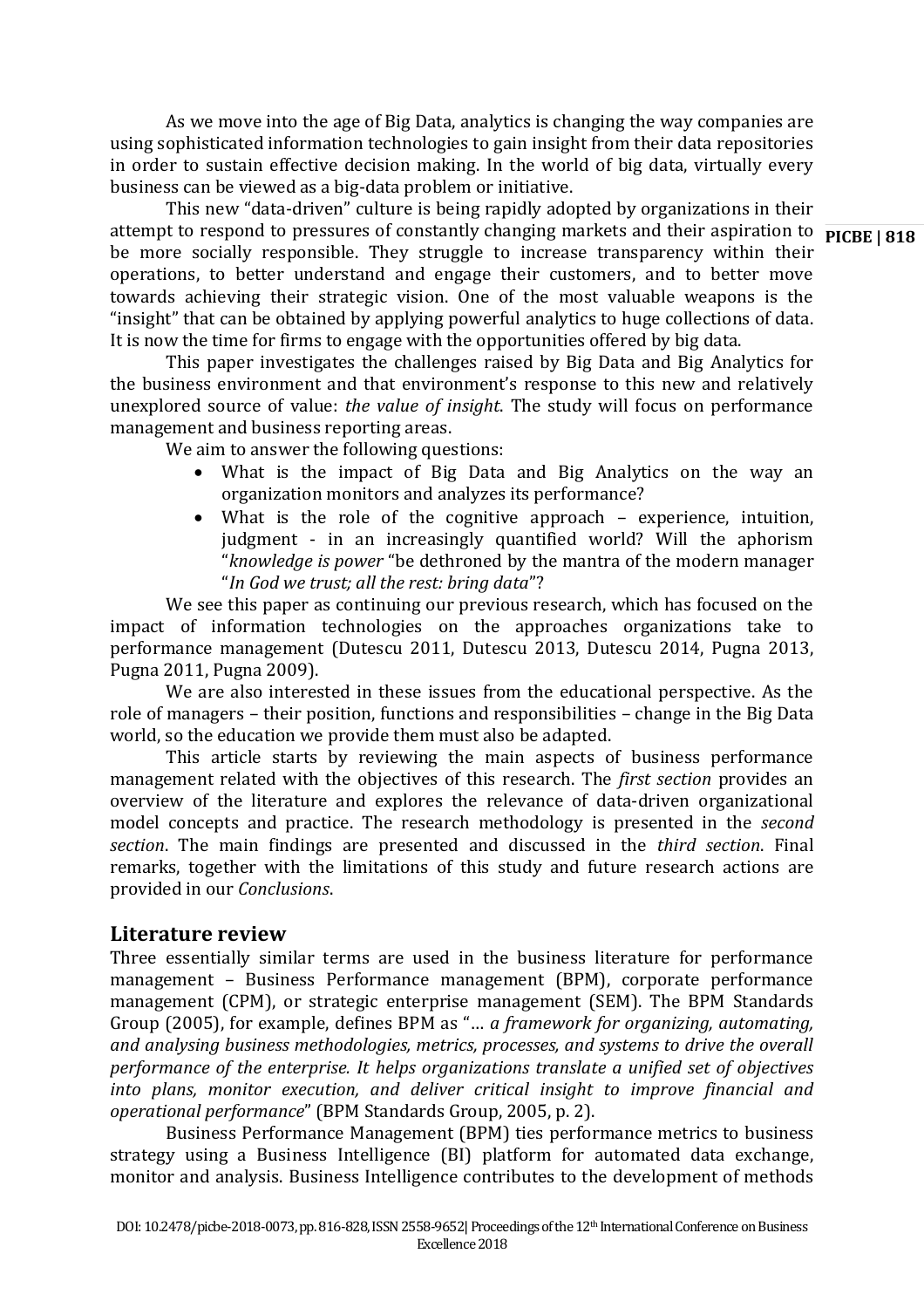As we move into the age of Big Data, analytics is changing the way companies are using sophisticated information technologies to gain insight from their data repositories in order to sustain effective decision making. In the world of big data, virtually every business can be viewed as a big-data problem or initiative.

This new "data-driven" culture is being rapidly adopted by organizations in their attempt to respond to pressures of constantly changing markets and their aspiration to be more socially responsible. They struggle to increase transparency within their operations, to better understand and engage their customers, and to better move towards achieving their strategic vision. One of the most valuable weapons is the "insight" that can be obtained by applying powerful analytics to huge collections of data. It is now the time for firms to engage with the opportunities offered by big data.

This paper investigates the challenges raised by Big Data and Big Analytics for the business environment and that environment's response to this new and relatively unexplored source of value: *the value of insight*. The study will focus on performance management and business reporting areas.

We aim to answer the following questions:

- What is the impact of Big Data and Big Analytics on the way an organization monitors and analyzes its performance?
- What is the role of the cognitive approach – experience, intuition, judgment - in an increasingly quantified world? Will the aphorism "*knowledge is power* "be dethroned by the mantra of the modern manager "*In God we trust; all the rest: bring data*"?

We see this paper as continuing our previous research, which has focused on the impact of information technologies on the approaches organizations take to performance management (Dutescu 2011, Dutescu 2013, Dutescu 2014, Pugna 2013, Pugna 2011, Pugna 2009).

We are also interested in these issues from the educational perspective. As the role of managers – their position, functions and responsibilities – change in the Big Data world, so the education we provide them must also be adapted.

This article starts by reviewing the main aspects of business performance management related with the objectives of this research. The *first section* provides an overview of the literature and explores the relevance of data-driven organizational model concepts and practice. The research methodology is presented in the *second section*. The main findings are presented and discussed in the *third section*. Final remarks, together with the limitations of this study and future research actions are provided in our *Conclusions*.

## Literature review

Three essentially similar terms are used in the business literature for performance management – Business Performance management (BPM), corporate performance management (CPM), or strategic enterprise management (SEM). The BPM Standards Group (2005), for example, defines BPM as "*… a framework for organizing, automating, and analysing business methodologies, metrics, processes, and systems to drive the overall performance of the enterprise. It helps organizations translate a unified set of objectives into plans, monitor execution, and deliver critical insight to improve financial and operational performance*" (BPM Standards Group, 2005, p. 2).

Business Performance Management (BPM) ties performance metrics to business strategy using a Business Intelligence (BI) platform for automated data exchange, monitor and analysis. Business Intelligence contributes to the development of methods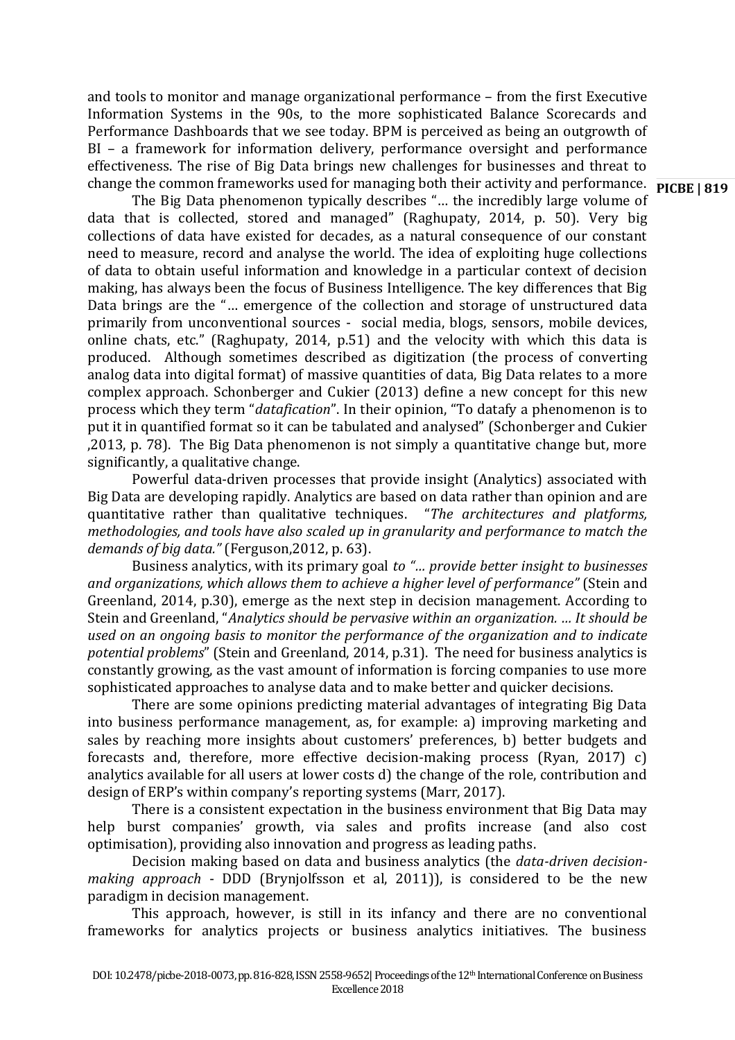and tools to monitor and manage organizational performance – from the first Executive Information Systems in the 90s, to the more sophisticated Balance Scorecards and Performance Dashboards that we see today. BPM is perceived as being an outgrowth of BI – a framework for information delivery, performance oversight and performance effectiveness. The rise of Big Data brings new challenges for businesses and threat to change the common frameworks used for managing both their activity and performance.

The Big Data phenomenon typically describes "… the incredibly large volume of data that is collected, stored and managed" (Raghupaty, 2014, p. 50). Very big collections of data have existed for decades, as a natural consequence of our constant need to measure, record and analyse the world. The idea of exploiting huge collections of data to obtain useful information and knowledge in a particular context of decision making, has always been the focus of Business Intelligence. The key differences that Big Data brings are the "… emergence of the collection and storage of unstructured data primarily from unconventional sources - social media, blogs, sensors, mobile devices, online chats, etc." (Raghupaty, 2014, p.51) and the velocity with which this data is produced. Although sometimes described as digitization (the process of converting analog data into digital format) of massive quantities of data, Big Data relates to a more complex approach. Schonberger and Cukier (2013) define a new concept for this new process which they term "*datafication*". In their opinion, "To datafy a phenomenon is to put it in quantified format so it can be tabulated and analysed" (Schonberger and Cukier ,2013, p. 78). The Big Data phenomenon is not simply a quantitative change but, more significantly, a qualitative change.

Powerful data-driven processes that provide insight (Analytics) associated with Big Data are developing rapidly. Analytics are based on data rather than opinion and are quantitative rather than qualitative techniques. "*The architectures and platforms, methodologies, and tools have also scaled up in granularity and performance to match the demands of big data."* (Ferguson,2012, p. 63).

Business analytics, with its primary goal *to "… provide better insight to businesses and organizations, which allows them to achieve a higher level of performance"* (Stein and Greenland, 2014, p.30), emerge as the next step in decision management. According to Stein and Greenland, "*Analytics should be pervasive within an organization. … It should be used on an ongoing basis to monitor the performance of the organization and to indicate potential problems*" (Stein and Greenland, 2014, p.31). The need for business analytics is constantly growing, as the vast amount of information is forcing companies to use more sophisticated approaches to analyse data and to make better and quicker decisions.

There are some opinions predicting material advantages of integrating Big Data into business performance management, as, for example: a) improving marketing and sales by reaching more insights about customers' preferences, b) better budgets and forecasts and, therefore, more effective decision-making process (Ryan, 2017) c) analytics available for all users at lower costs d) the change of the role, contribution and design of ERP's within company's reporting systems (Marr, 2017).

There is a consistent expectation in the business environment that Big Data may help burst companies' growth, via sales and profits increase (and also cost optimisation), providing also innovation and progress as leading paths.

Decision making based on data and business analytics (the *data-driven decision-making approach* - DDD (Brynjolfsson et al, 2011)), is considered to be the new paradigm in decision management.

This approach, however, is still in its infancy and there are no conventional frameworks for analytics projects or business analytics initiatives. The business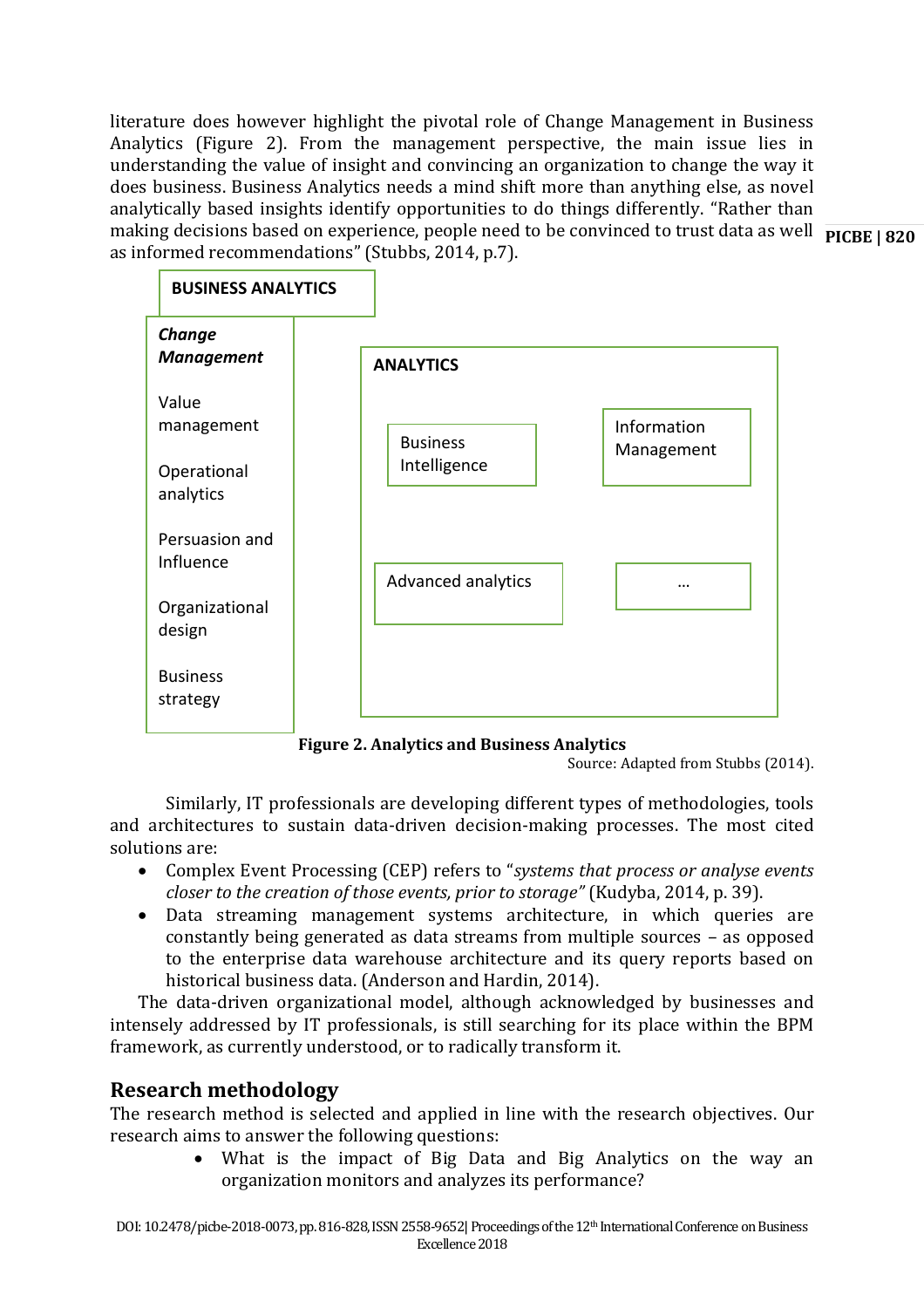literature does however highlight the pivotal role of Change Management in Business Analytics (Figure 2). From the management perspective, the main issue lies in understanding the value of insight and convincing an organization to change the way it does business. Business Analytics needs a mind shift more than anything else, as novel analytically based insights identify opportunities to do things differently. "Rather than making decisions based on experience, people need to be convinced to trust data as well as informed recommendations" (Stubbs, 2014, p.7).

**BUSINESS ANALYTICS**

***Change Management***

Value management

Operational analytics

Persuasion and Influence

Organizational design

Business strategy

**ANALYTICS**

Business Intelligence

Information Management

Advanced analytics

...

**Figure 2. Analytics and Business Analytics**

Source: Adapted from Stubbs (2014).

Similarly, IT professionals are developing different types of methodologies, tools and architectures to sustain data-driven decision-making processes. The most cited solutions are:

- Complex Event Processing (CEP) refers to "*systems that process or analyse events closer to the creation of those events, prior to storage"* (Kudyba, 2014, p. 39).
- Data streaming management systems architecture, in which queries are constantly being generated as data streams from multiple sources – as opposed to the enterprise data warehouse architecture and its query reports based on historical business data. (Anderson and Hardin, 2014).

The data-driven organizational model, although acknowledged by businesses and intensely addressed by IT professionals, is still searching for its place within the BPM framework, as currently understood, or to radically transform it.

## Research methodology

The research method is selected and applied in line with the research objectives. Our research aims to answer the following questions:

- What is the impact of Big Data and Big Analytics on the way an organization monitors and analyzes its performance?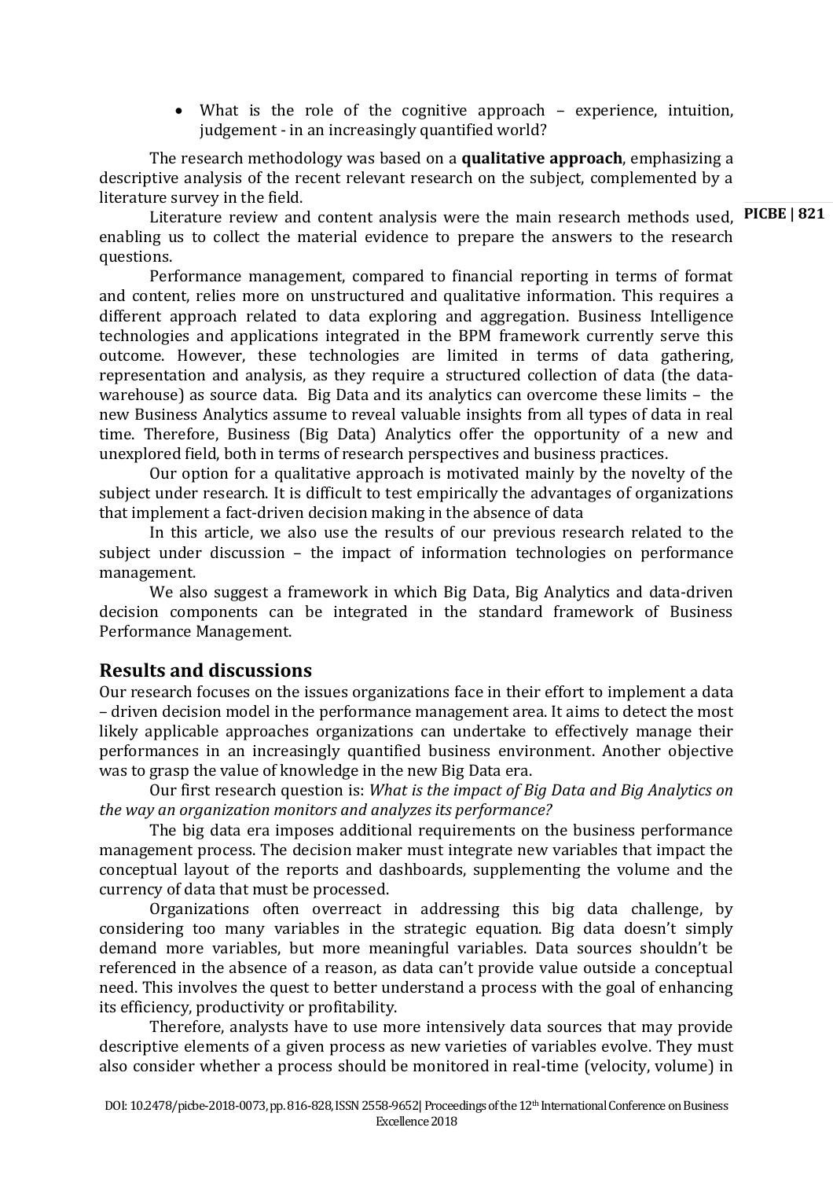- What is the role of the cognitive approach – experience, intuition, judgement - in an increasingly quantified world?

The research methodology was based on a **qualitative approach**, emphasizing a descriptive analysis of the recent relevant research on the subject, complemented by a literature survey in the field.

Literature review and content analysis were the main research methods used, enabling us to collect the material evidence to prepare the answers to the research questions.

Performance management, compared to financial reporting in terms of format and content, relies more on unstructured and qualitative information. This requires a different approach related to data exploring and aggregation. Business Intelligence technologies and applications integrated in the BPM framework currently serve this outcome. However, these technologies are limited in terms of data gathering, representation and analysis, as they require a structured collection of data (the data-warehouse) as source data. Big Data and its analytics can overcome these limits – the new Business Analytics assume to reveal valuable insights from all types of data in real time. Therefore, Business (Big Data) Analytics offer the opportunity of a new and unexplored field, both in terms of research perspectives and business practices.

Our option for a qualitative approach is motivated mainly by the novelty of the subject under research. It is difficult to test empirically the advantages of organizations that implement a fact-driven decision making in the absence of data

In this article, we also use the results of our previous research related to the subject under discussion – the impact of information technologies on performance management.

We also suggest a framework in which Big Data, Big Analytics and data-driven decision components can be integrated in the standard framework of Business Performance Management.

## Results and discussions

Our research focuses on the issues organizations face in their effort to implement a data – driven decision model in the performance management area. It aims to detect the most likely applicable approaches organizations can undertake to effectively manage their performances in an increasingly quantified business environment. Another objective was to grasp the value of knowledge in the new Big Data era.

Our first research question is: *What is the impact of Big Data and Big Analytics on the way an organization monitors and analyzes its performance?*

The big data era imposes additional requirements on the business performance management process. The decision maker must integrate new variables that impact the conceptual layout of the reports and dashboards, supplementing the volume and the currency of data that must be processed.

Organizations often overreact in addressing this big data challenge, by considering too many variables in the strategic equation. Big data doesn't simply demand more variables, but more meaningful variables. Data sources shouldn't be referenced in the absence of a reason, as data can't provide value outside a conceptual need. This involves the quest to better understand a process with the goal of enhancing its efficiency, productivity or profitability.

Therefore, analysts have to use more intensively data sources that may provide descriptive elements of a given process as new varieties of variables evolve. They must also consider whether a process should be monitored in real-time (velocity, volume) in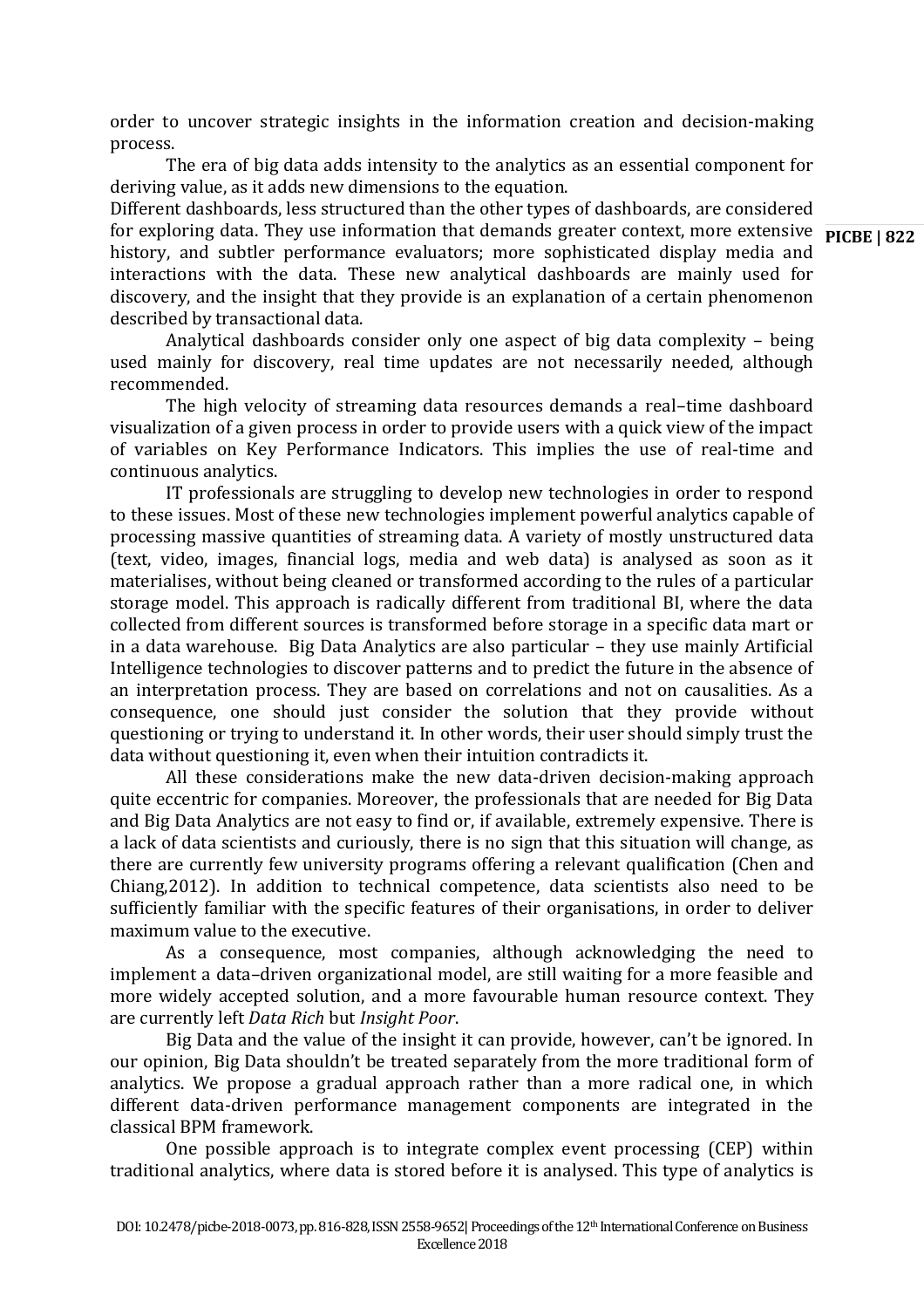order to uncover strategic insights in the information creation and decision-making process.

The era of big data adds intensity to the analytics as an essential component for deriving value, as it adds new dimensions to the equation.

Different dashboards, less structured than the other types of dashboards, are considered for exploring data. They use information that demands greater context, more extensive history, and subtler performance evaluators; more sophisticated display media and interactions with the data. These new analytical dashboards are mainly used for discovery, and the insight that they provide is an explanation of a certain phenomenon described by transactional data.

Analytical dashboards consider only one aspect of big data complexity – being used mainly for discovery, real time updates are not necessarily needed, although recommended.

The high velocity of streaming data resources demands a real–time dashboard visualization of a given process in order to provide users with a quick view of the impact of variables on Key Performance Indicators. This implies the use of real-time and continuous analytics.

IT professionals are struggling to develop new technologies in order to respond to these issues. Most of these new technologies implement powerful analytics capable of processing massive quantities of streaming data. A variety of mostly unstructured data (text, video, images, financial logs, media and web data) is analysed as soon as it materialises, without being cleaned or transformed according to the rules of a particular storage model. This approach is radically different from traditional BI, where the data collected from different sources is transformed before storage in a specific data mart or in a data warehouse. Big Data Analytics are also particular – they use mainly Artificial Intelligence technologies to discover patterns and to predict the future in the absence of an interpretation process. They are based on correlations and not on causalities. As a consequence, one should just consider the solution that they provide without questioning or trying to understand it. In other words, their user should simply trust the data without questioning it, even when their intuition contradicts it.

All these considerations make the new data-driven decision-making approach quite eccentric for companies. Moreover, the professionals that are needed for Big Data and Big Data Analytics are not easy to find or, if available, extremely expensive. There is a lack of data scientists and curiously, there is no sign that this situation will change, as there are currently few university programs offering a relevant qualification (Chen and Chiang,2012). In addition to technical competence, data scientists also need to be sufficiently familiar with the specific features of their organisations, in order to deliver maximum value to the executive.

As a consequence, most companies, although acknowledging the need to implement a data–driven organizational model, are still waiting for a more feasible and more widely accepted solution, and a more favourable human resource context. They are currently left *Data Rich* but *Insight Poor*.

Big Data and the value of the insight it can provide, however, can't be ignored. In our opinion, Big Data shouldn't be treated separately from the more traditional form of analytics. We propose a gradual approach rather than a more radical one, in which different data-driven performance management components are integrated in the classical BPM framework.

One possible approach is to integrate complex event processing (CEP) within traditional analytics, where data is stored before it is analysed. This type of analytics is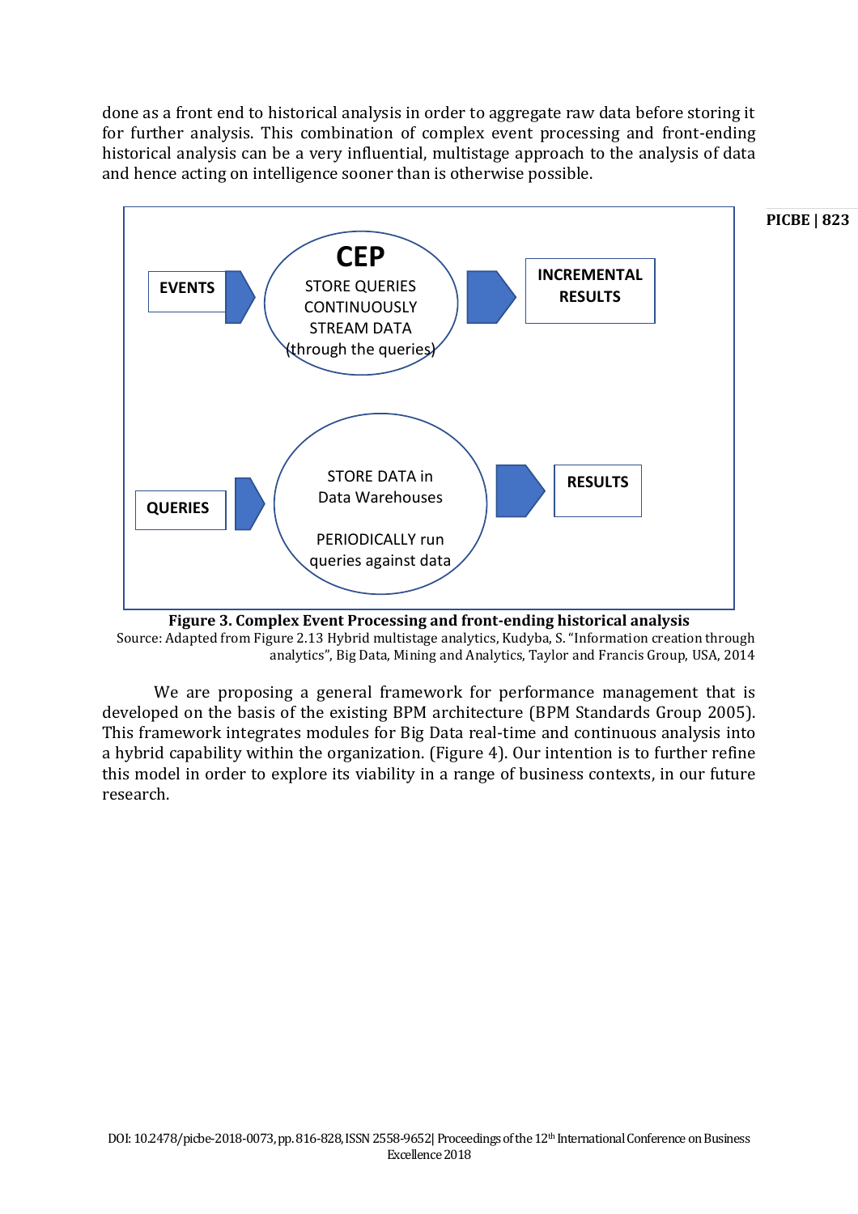done as a front end to historical analysis in order to aggregate raw data before storing it for further analysis. This combination of complex event processing and front-ending historical analysis can be a very influential, multistage approach to the analysis of data and hence acting on intelligence sooner than is otherwise possible.

EVENTS → **CEP** STORE QUERIES CONTINUOUSLY STREAM DATA (through the queries) → INCREMENTAL RESULTS

QUERIES → STORE DATA in Data Warehouses PERIODICALLY run queries against data → RESULTS

**Figure 3. Complex Event Processing and front-ending historical analysis**

Source: Adapted from Figure 2.13 Hybrid multistage analytics, Kudyba, S. "Information creation through analytics", Big Data, Mining and Analytics, Taylor and Francis Group, USA, 2014

We are proposing a general framework for performance management that is developed on the basis of the existing BPM architecture (BPM Standards Group 2005). This framework integrates modules for Big Data real-time and continuous analysis into a hybrid capability within the organization. (Figure 4). Our intention is to further refine this model in order to explore its viability in a range of business contexts, in our future research.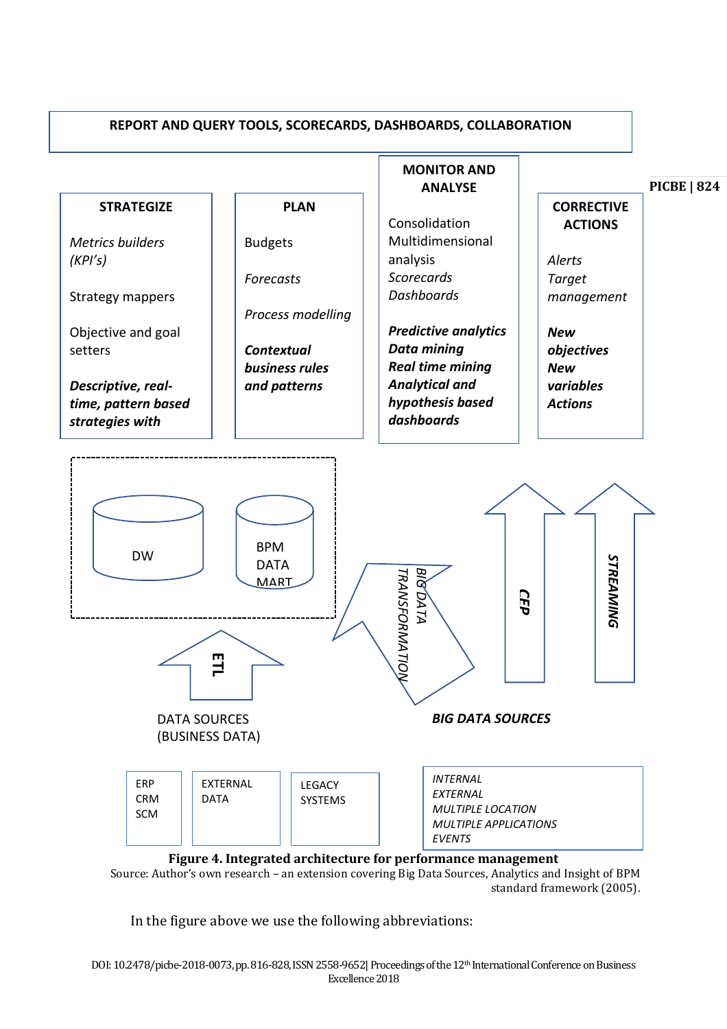REPORT AND QUERY TOOLS, SCORECARDS, DASHBOARDS, COLLABORATION

**STRATEGIZE**

*Metrics builders (KPI's)*

Strategy mappers

Objective and goal setters

***Descriptive, real-time, pattern based strategies with***

**PLAN**

Budgets

*Forecasts*

*Process modelling*

***Contextual business rules and patterns***

**MONITOR AND ANALYSE**

Consolidation
Multidimensional analysis
*Scorecards*
*Dashboards*

***Predictive analytics***
***Data mining***
***Real time mining***
***Analytical and hypothesis based dashboards***

**CORRECTIVE ACTIONS**

*Alerts*
*Target management*

***New objectives***
***New variables***
***Actions***

DW

BPM DATA MART

ETL

*BIG DATA TRANSFORMATION*

***CEP***

***STREAMING***

DATA SOURCES (BUSINESS DATA)

***BIG DATA SOURCES***

ERP
CRM
SCM

EXTERNAL DATA

LEGACY SYSTEMS

*INTERNAL*
*EXTERNAL*
*MULTIPLE LOCATION*
*MULTIPLE APPLICATIONS*
*EVENTS*

**Figure 4. Integrated architecture for performance management**

Source: Author's own research – an extension covering Big Data Sources, Analytics and Insight of BPM standard framework (2005).

In the figure above we use the following abbreviations: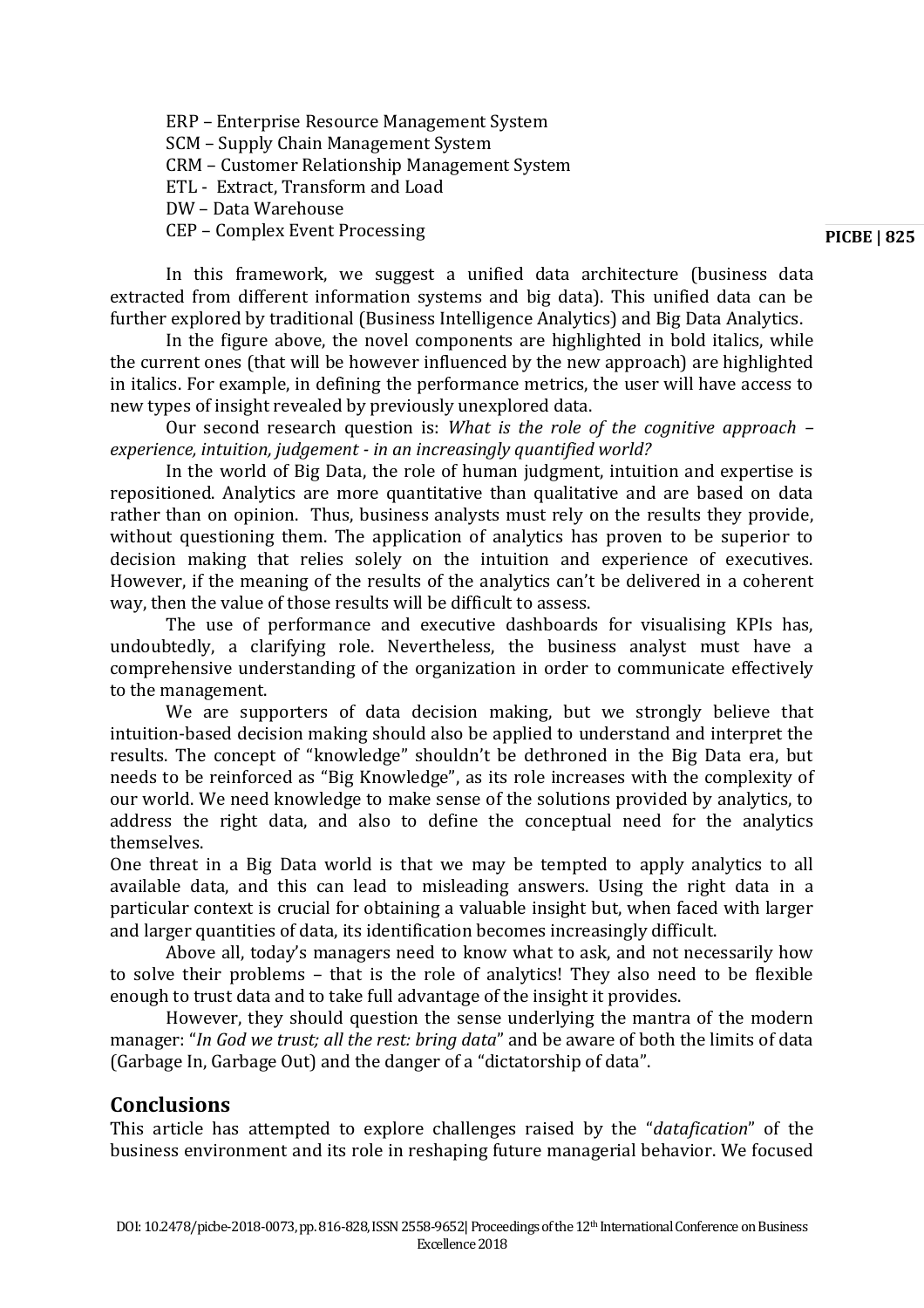ERP – Enterprise Resource Management System
SCM – Supply Chain Management System
CRM – Customer Relationship Management System
ETL - Extract, Transform and Load
DW – Data Warehouse
CEP – Complex Event Processing

In this framework, we suggest a unified data architecture (business data extracted from different information systems and big data). This unified data can be further explored by traditional (Business Intelligence Analytics) and Big Data Analytics.

In the figure above, the novel components are highlighted in bold italics, while the current ones (that will be however influenced by the new approach) are highlighted in italics. For example, in defining the performance metrics, the user will have access to new types of insight revealed by previously unexplored data.

Our second research question is: *What is the role of the cognitive approach – experience, intuition, judgement - in an increasingly quantified world?*

In the world of Big Data, the role of human judgment, intuition and expertise is repositioned. Analytics are more quantitative than qualitative and are based on data rather than on opinion. Thus, business analysts must rely on the results they provide, without questioning them. The application of analytics has proven to be superior to decision making that relies solely on the intuition and experience of executives. However, if the meaning of the results of the analytics can't be delivered in a coherent way, then the value of those results will be difficult to assess.

The use of performance and executive dashboards for visualising KPIs has, undoubtedly, a clarifying role. Nevertheless, the business analyst must have a comprehensive understanding of the organization in order to communicate effectively to the management.

We are supporters of data decision making, but we strongly believe that intuition-based decision making should also be applied to understand and interpret the results. The concept of "knowledge" shouldn't be dethroned in the Big Data era, but needs to be reinforced as "Big Knowledge", as its role increases with the complexity of our world. We need knowledge to make sense of the solutions provided by analytics, to address the right data, and also to define the conceptual need for the analytics themselves.

One threat in a Big Data world is that we may be tempted to apply analytics to all available data, and this can lead to misleading answers. Using the right data in a particular context is crucial for obtaining a valuable insight but, when faced with larger and larger quantities of data, its identification becomes increasingly difficult.

Above all, today's managers need to know what to ask, and not necessarily how to solve their problems – that is the role of analytics! They also need to be flexible enough to trust data and to take full advantage of the insight it provides.

However, they should question the sense underlying the mantra of the modern manager: "*In God we trust; all the rest: bring data*" and be aware of both the limits of data (Garbage In, Garbage Out) and the danger of a "dictatorship of data".

## Conclusions

This article has attempted to explore challenges raised by the "*datafication*" of the business environment and its role in reshaping future managerial behavior. We focused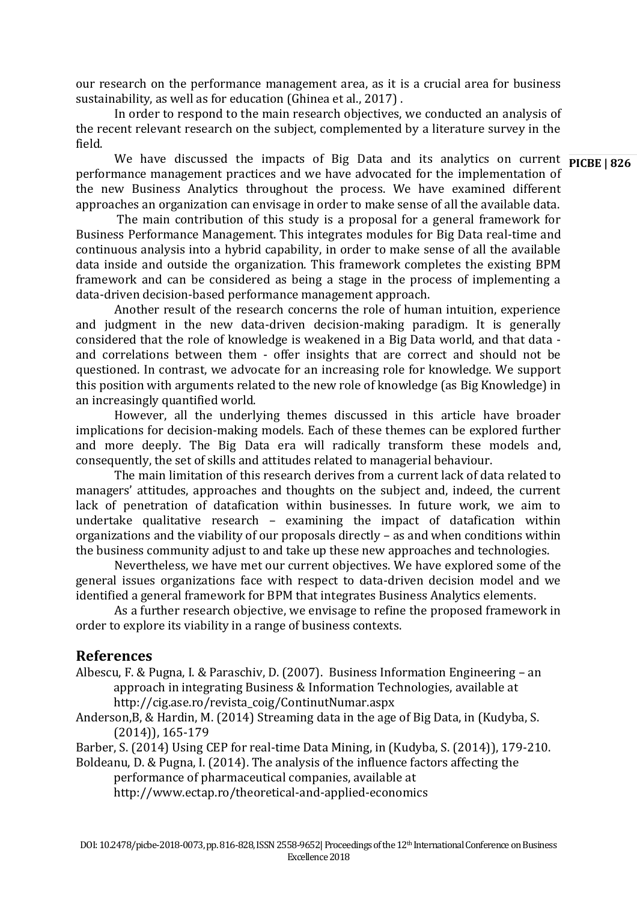our research on the performance management area, as it is a crucial area for business sustainability, as well as for education (Ghinea et al., 2017) .

In order to respond to the main research objectives, we conducted an analysis of the recent relevant research on the subject, complemented by a literature survey in the field.

We have discussed the impacts of Big Data and its analytics on current performance management practices and we have advocated for the implementation of the new Business Analytics throughout the process. We have examined different approaches an organization can envisage in order to make sense of all the available data.

The main contribution of this study is a proposal for a general framework for Business Performance Management. This integrates modules for Big Data real-time and continuous analysis into a hybrid capability, in order to make sense of all the available data inside and outside the organization. This framework completes the existing BPM framework and can be considered as being a stage in the process of implementing a data-driven decision-based performance management approach.

Another result of the research concerns the role of human intuition, experience and judgment in the new data-driven decision-making paradigm. It is generally considered that the role of knowledge is weakened in a Big Data world, and that data - and correlations between them - offer insights that are correct and should not be questioned. In contrast, we advocate for an increasing role for knowledge. We support this position with arguments related to the new role of knowledge (as Big Knowledge) in an increasingly quantified world.

However, all the underlying themes discussed in this article have broader implications for decision-making models. Each of these themes can be explored further and more deeply. The Big Data era will radically transform these models and, consequently, the set of skills and attitudes related to managerial behaviour.

The main limitation of this research derives from a current lack of data related to managers' attitudes, approaches and thoughts on the subject and, indeed, the current lack of penetration of datafication within businesses. In future work, we aim to undertake qualitative research – examining the impact of datafication within organizations and the viability of our proposals directly – as and when conditions within the business community adjust to and take up these new approaches and technologies.

Nevertheless, we have met our current objectives. We have explored some of the general issues organizations face with respect to data-driven decision model and we identified a general framework for BPM that integrates Business Analytics elements.

As a further research objective, we envisage to refine the proposed framework in order to explore its viability in a range of business contexts.

## References

Albescu, F. & Pugna, I. & Paraschiv, D. (2007). Business Information Engineering – an approach in integrating Business & Information Technologies, available at http://cig.ase.ro/revista_coig/ContinutNumar.aspx

Anderson,B, & Hardin, M. (2014) Streaming data in the age of Big Data, in (Kudyba, S. (2014)), 165-179

Barber, S. (2014) Using CEP for real-time Data Mining, in (Kudyba, S. (2014)), 179-210.

Boldeanu, D. & Pugna, I. (2014). The analysis of the influence factors affecting the performance of pharmaceutical companies, available at http://www.ectap.ro/theoretical-and-applied-economics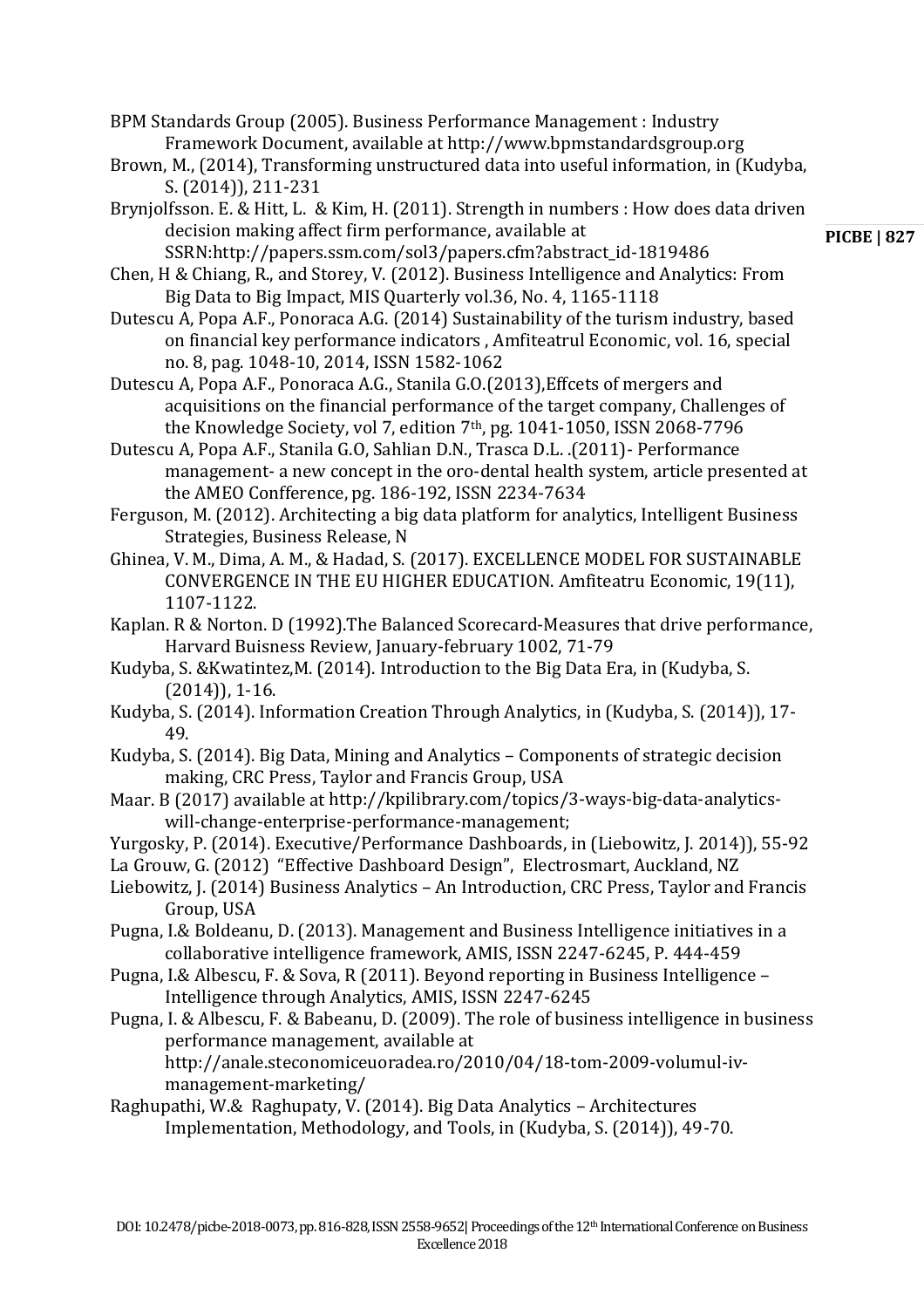BPM Standards Group (2005). Business Performance Management : Industry Framework Document, available at http://www.bpmstandardsgroup.org

Brown, M., (2014), Transforming unstructured data into useful information, in (Kudyba, S. (2014)), 211-231

Brynjolfsson. E. & Hitt, L. & Kim, H. (2011). Strength in numbers : How does data driven decision making affect firm performance, available at SSRN:http://papers.ssm.com/sol3/papers.cfm?abstract_id-1819486

Chen, H & Chiang, R., and Storey, V. (2012). Business Intelligence and Analytics: From Big Data to Big Impact, MIS Quarterly vol.36, No. 4, 1165-1118

Dutescu A, Popa A.F., Ponoraca A.G. (2014) Sustainability of the turism industry, based on financial key performance indicators , Amfiteatrul Economic, vol. 16, special no. 8, pag. 1048-10, 2014, ISSN 1582-1062

Dutescu A, Popa A.F., Ponoraca A.G., Stanila G.O.(2013),Effcets of mergers and acquisitions on the financial performance of the target company, Challenges of the Knowledge Society, vol 7, edition 7th, pg. 1041-1050, ISSN 2068-7796

Dutescu A, Popa A.F., Stanila G.O, Sahlian D.N., Trasca D.L. .(2011)- Performance management- a new concept in the oro-dental health system, article presented at the AMEO Confference, pg. 186-192, ISSN 2234-7634

Ferguson, M. (2012). Architecting a big data platform for analytics, Intelligent Business Strategies, Business Release, N

Ghinea, V. M., Dima, A. M., & Hadad, S. (2017). EXCELLENCE MODEL FOR SUSTAINABLE CONVERGENCE IN THE EU HIGHER EDUCATION. Amfiteatru Economic, 19(11), 1107-1122.

Kaplan. R & Norton. D (1992).The Balanced Scorecard-Measures that drive performance, Harvard Buisness Review, January-february 1002, 71-79

Kudyba, S. &Kwatintez,M. (2014). Introduction to the Big Data Era, in (Kudyba, S. (2014)), 1-16.

Kudyba, S. (2014). Information Creation Through Analytics, in (Kudyba, S. (2014)), 17-49.

Kudyba, S. (2014). Big Data, Mining and Analytics – Components of strategic decision making, CRC Press, Taylor and Francis Group, USA

Maar. B (2017) available at http://kpilibrary.com/topics/3-ways-big-data-analytics-will-change-enterprise-performance-management;

Yurgosky, P. (2014). Executive/Performance Dashboards, in (Liebowitz, J. 2014)), 55-92

La Grouw, G. (2012) "Effective Dashboard Design", Electrosmart, Auckland, NZ

Liebowitz, J. (2014) Business Analytics – An Introduction, CRC Press, Taylor and Francis Group, USA

Pugna, I.& Boldeanu, D. (2013). Management and Business Intelligence initiatives in a collaborative intelligence framework, AMIS, ISSN 2247-6245, P. 444-459

Pugna, I.& Albescu, F. & Sova, R (2011). Beyond reporting in Business Intelligence – Intelligence through Analytics, AMIS, ISSN 2247-6245

Pugna, I. & Albescu, F. & Babeanu, D. (2009). The role of business intelligence in business performance management, available at http://anale.steconomiceuoradea.ro/2010/04/18-tom-2009-volumul-iv-management-marketing/

Raghupathi, W.& Raghupaty, V. (2014). Big Data Analytics – Architectures Implementation, Methodology, and Tools, in (Kudyba, S. (2014)), 49-70.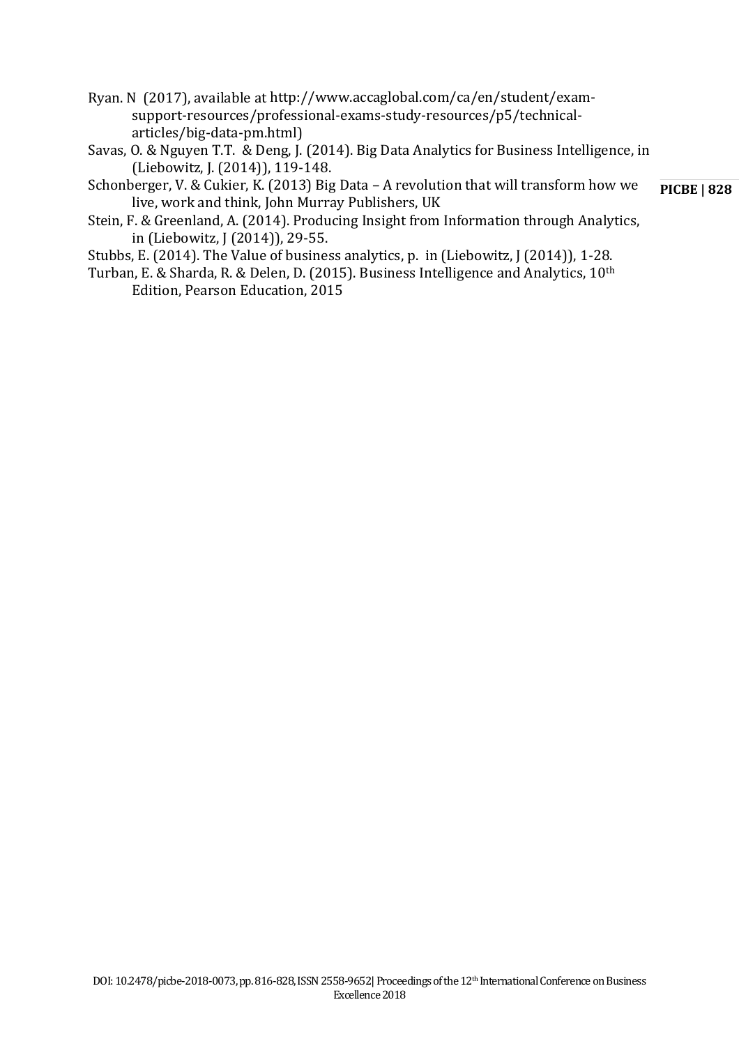Ryan. N (2017), available at http://www.accaglobal.com/ca/en/student/exam-support-resources/professional-exams-study-resources/p5/technical-articles/big-data-pm.html)

Savas, O. & Nguyen T.T. & Deng, J. (2014). Big Data Analytics for Business Intelligence, in (Liebowitz, J. (2014)), 119-148.

Schonberger, V. & Cukier, K. (2013) Big Data – A revolution that will transform how we live, work and think, John Murray Publishers, UK

Stein, F. & Greenland, A. (2014). Producing Insight from Information through Analytics, in (Liebowitz, J (2014)), 29-55.

Stubbs, E. (2014). The Value of business analytics, p. in (Liebowitz, J (2014)), 1-28.

Turban, E. & Sharda, R. & Delen, D. (2015). Business Intelligence and Analytics, 10th Edition, Pearson Education, 2015